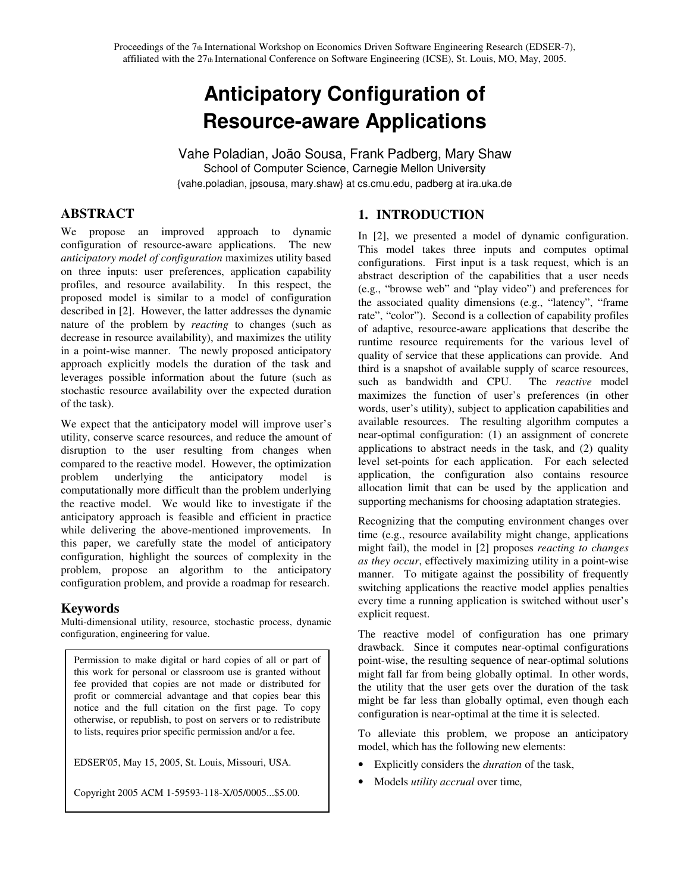Proceedings of the 7th International Workshop on Economics Driven Software Engineering Research (EDSER-7), affiliated with the 27th International Conference on Software Engineering (ICSE), St. Louis, MO, May, 2005.

# Anticipatory Configuration of Resource-aware Applications

Vahe Poladian, João Sousa, Frank Padberg, Mary Shaw
School of Computer Science, Carnegie Mellon University
{vahe.poladian, jpsousa, mary.shaw} at cs.cmu.edu, padberg at ira.uka.de

## ABSTRACT

We propose an improved approach to dynamic configuration of resource-aware applications. The new *anticipatory model of configuration* maximizes utility based on three inputs: user preferences, application capability profiles, and resource availability. In this respect, the proposed model is similar to a model of configuration described in [2]. However, the latter addresses the dynamic nature of the problem by *reacting* to changes (such as decrease in resource availability), and maximizes the utility in a point-wise manner. The newly proposed anticipatory approach explicitly models the duration of the task and leverages possible information about the future (such as stochastic resource availability over the expected duration of the task).

We expect that the anticipatory model will improve user's utility, conserve scarce resources, and reduce the amount of disruption to the user resulting from changes when compared to the reactive model. However, the optimization problem underlying the anticipatory model is computationally more difficult than the problem underlying the reactive model. We would like to investigate if the anticipatory approach is feasible and efficient in practice while delivering the above-mentioned improvements. In this paper, we carefully state the model of anticipatory configuration, highlight the sources of complexity in the problem, propose an algorithm to the anticipatory configuration problem, and provide a roadmap for research.

### Keywords

Multi-dimensional utility, resource, stochastic process, dynamic configuration, engineering for value.

Permission to make digital or hard copies of all or part of this work for personal or classroom use is granted without fee provided that copies are not made or distributed for profit or commercial advantage and that copies bear this notice and the full citation on the first page. To copy otherwise, or republish, to post on servers or to redistribute to lists, requires prior specific permission and/or a fee.

EDSER'05, May 15, 2005, St. Louis, Missouri, USA.

Copyright 2005 ACM 1-59593-118-X/05/0005...$5.00.

## 1. INTRODUCTION

In [2], we presented a model of dynamic configuration. This model takes three inputs and computes optimal configurations. First input is a task request, which is an abstract description of the capabilities that a user needs (e.g., "browse web" and "play video") and preferences for the associated quality dimensions (e.g., "latency", "frame rate", "color"). Second is a collection of capability profiles of adaptive, resource-aware applications that describe the runtime resource requirements for the various level of quality of service that these applications can provide. And third is a snapshot of available supply of scarce resources, such as bandwidth and CPU. The *reactive* model maximizes the function of user's preferences (in other words, user's utility), subject to application capabilities and available resources. The resulting algorithm computes a near-optimal configuration: (1) an assignment of concrete applications to abstract needs in the task, and (2) quality level set-points for each application. For each selected application, the configuration also contains resource allocation limit that can be used by the application and supporting mechanisms for choosing adaptation strategies.

Recognizing that the computing environment changes over time (e.g., resource availability might change, applications might fail), the model in [2] proposes *reacting to changes as they occur*, effectively maximizing utility in a point-wise manner. To mitigate against the possibility of frequently switching applications the reactive model applies penalties every time a running application is switched without user's explicit request.

The reactive model of configuration has one primary drawback. Since it computes near-optimal configurations point-wise, the resulting sequence of near-optimal solutions might fall far from being globally optimal. In other words, the utility that the user gets over the duration of the task might be far less than globally optimal, even though each configuration is near-optimal at the time it is selected.

To alleviate this problem, we propose an anticipatory model, which has the following new elements:

- Explicitly considers the *duration* of the task,
- Models *utility accrual* over time*,*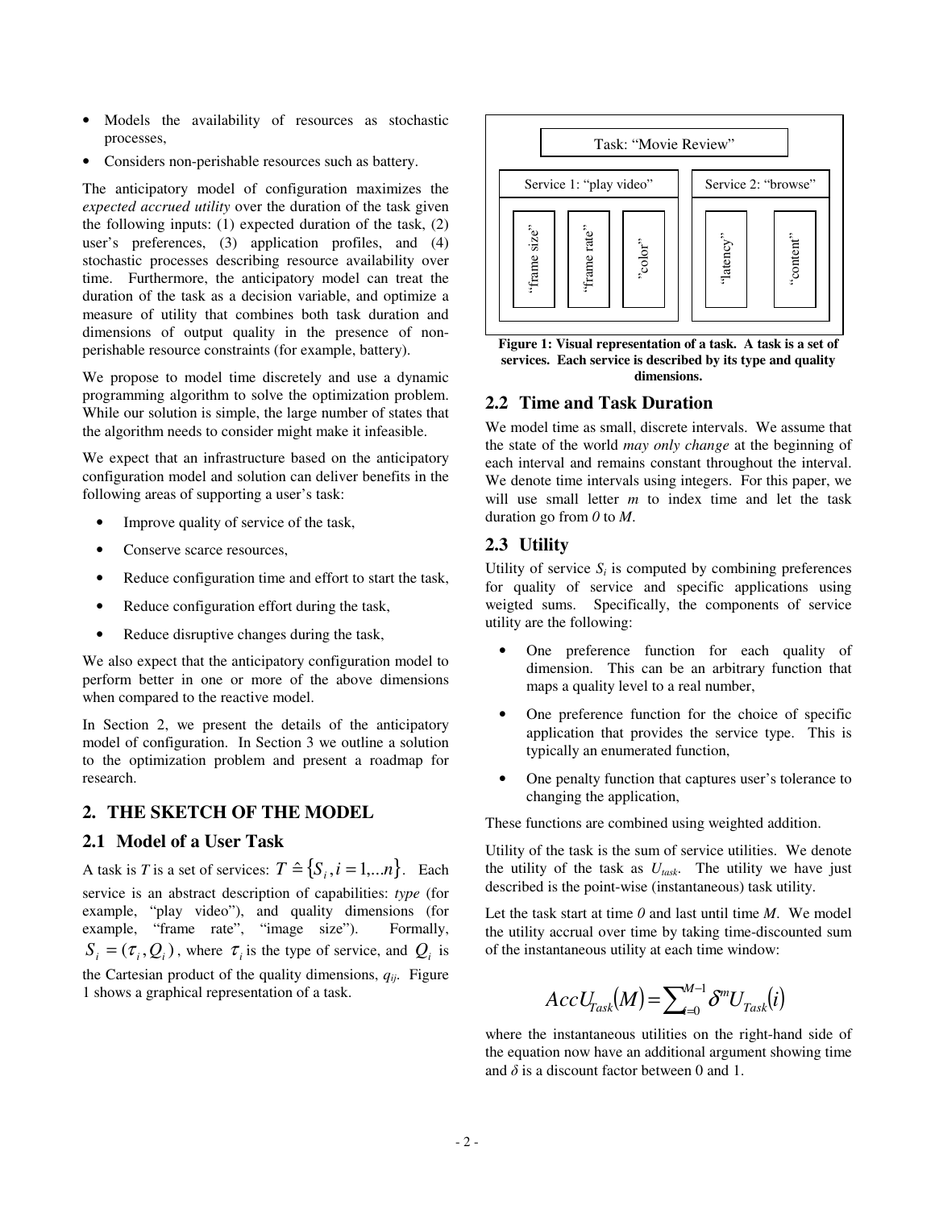- Models the availability of resources as stochastic processes,
- Considers non-perishable resources such as battery.

The anticipatory model of configuration maximizes the *expected accrued utility* over the duration of the task given the following inputs: (1) expected duration of the task, (2) user's preferences, (3) application profiles, and (4) stochastic processes describing resource availability over time. Furthermore, the anticipatory model can treat the duration of the task as a decision variable, and optimize a measure of utility that combines both task duration and dimensions of output quality in the presence of non-perishable resource constraints (for example, battery).

We propose to model time discretely and use a dynamic programming algorithm to solve the optimization problem. While our solution is simple, the large number of states that the algorithm needs to consider might make it infeasible.

We expect that an infrastructure based on the anticipatory configuration model and solution can deliver benefits in the following areas of supporting a user's task:

- Improve quality of service of the task,
- Conserve scarce resources,
- Reduce configuration time and effort to start the task,
- Reduce configuration effort during the task,
- Reduce disruptive changes during the task,

We also expect that the anticipatory configuration model to perform better in one or more of the above dimensions when compared to the reactive model.

In Section 2, we present the details of the anticipatory model of configuration. In Section 3 we outline a solution to the optimization problem and present a roadmap for research.

## 2. THE SKETCH OF THE MODEL

### 2.1 Model of a User Task

A task is $T$ is a set of services: $T \hat{=} \{S_i, i = 1,...n\}$. Each service is an abstract description of capabilities: *type* (for example, "play video"), and quality dimensions (for example, "frame rate", "image size"). Formally, $S_i = (\tau_i, Q_i)$, where $\tau_i$ is the type of service, and $Q_i$ is the Cartesian product of the quality dimensions, $q_{ij}$. Figure 1 shows a graphical representation of a task.

Task: "Movie Review"

Service 1: "play video" — "frame size", "frame rate", "color"

Service 2: "browse" — "latency", "content"

**Figure 1: Visual representation of a task. A task is a set of services. Each service is described by its type and quality dimensions.**

### 2.2 Time and Task Duration

We model time as small, discrete intervals. We assume that the state of the world *may only change* at the beginning of each interval and remains constant throughout the interval. We denote time intervals using integers. For this paper, we will use small letter $m$ to index time and let the task duration go from $0$ to $M$.

### 2.3 Utility

Utility of service $S_i$ is computed by combining preferences for quality of service and specific applications using weigted sums. Specifically, the components of service utility are the following:

- One preference function for each quality of dimension. This can be an arbitrary function that maps a quality level to a real number,
- One preference function for the choice of specific application that provides the service type. This is typically an enumerated function,
- One penalty function that captures user's tolerance to changing the application,

These functions are combined using weighted addition.

Utility of the task is the sum of service utilities. We denote the utility of the task as $U_{task}$. The utility we have just described is the point-wise (instantaneous) task utility.

Let the task start at time $0$ and last until time $M$. We model the utility accrual over time by taking time-discounted sum of the instantaneous utility at each time window:

$$AccU_{Task}(M) = \sum_{i=0}^{M-1} \delta^m U_{Task}(i)$$

where the instantaneous utilities on the right-hand side of the equation now have an additional argument showing time and $\delta$ is a discount factor between 0 and 1.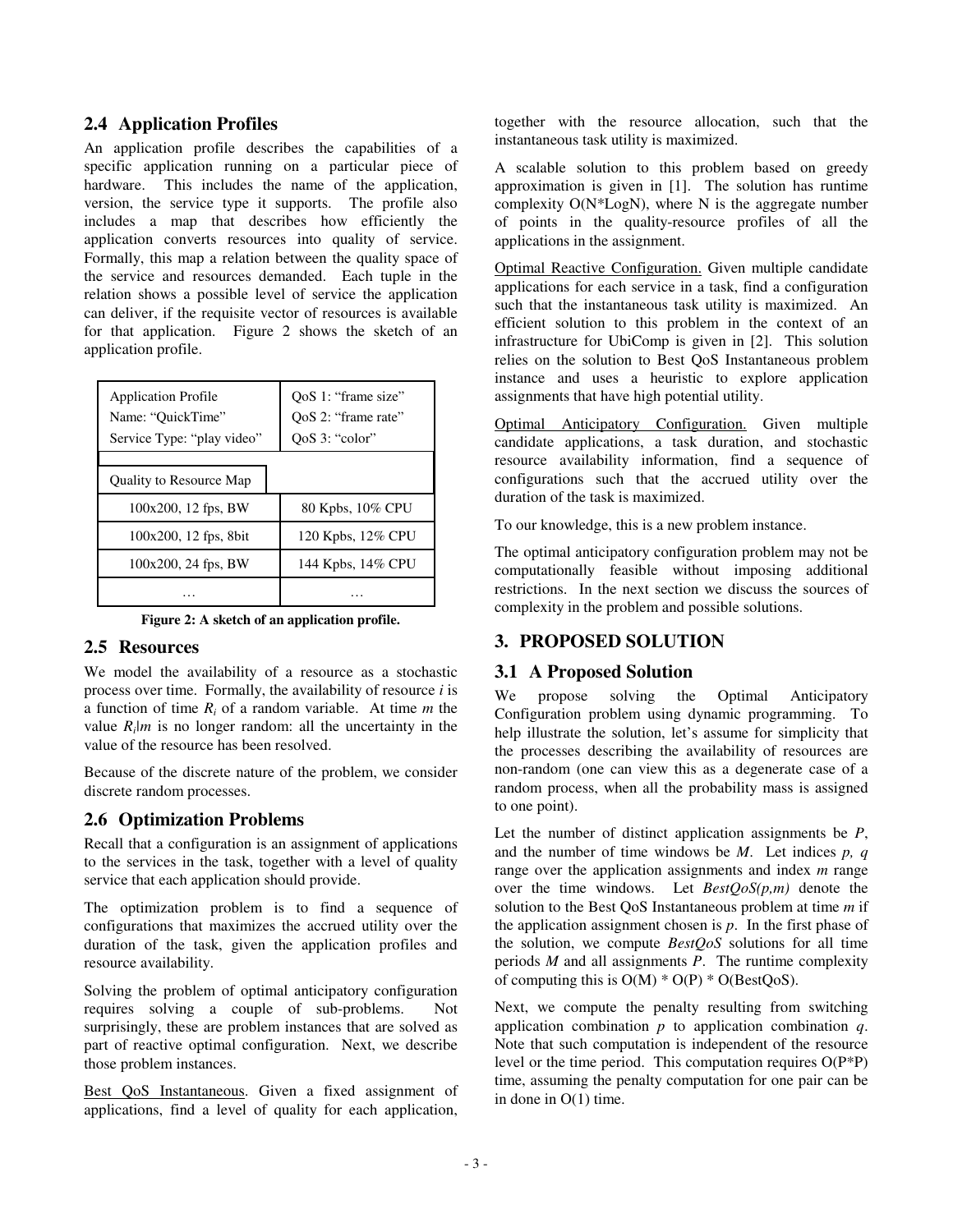## 2.4 Application Profiles

An application profile describes the capabilities of a specific application running on a particular piece of hardware. This includes the name of the application, version, the service type it supports. The profile also includes a map that describes how efficiently the application converts resources into quality of service. Formally, this map a relation between the quality space of the service and resources demanded. Each tuple in the relation shows a possible level of service the application can deliver, if the requisite vector of resources is available for that application. Figure 2 shows the sketch of an application profile.

| Application Profile<br>Name: "QuickTime"<br>Service Type: "play video" | QoS 1: "frame size"<br>QoS 2: "frame rate"<br>QoS 3: "color" |
|---|---|
| Quality to Resource Map | |
| 100x200, 12 fps, BW | 80 Kpbs, 10% CPU |
| 100x200, 12 fps, 8bit | 120 Kpbs, 12% CPU |
| 100x200, 24 fps, BW | 144 Kpbs, 14% CPU |
| … | … |

**Figure 2: A sketch of an application profile.**

## 2.5 Resources

We model the availability of a resource as a stochastic process over time. Formally, the availability of resource *i* is a function of time $R_i$ of a random variable. At time *m* the value $R_i|m$ is no longer random: all the uncertainty in the value of the resource has been resolved.

Because of the discrete nature of the problem, we consider discrete random processes.

## 2.6 Optimization Problems

Recall that a configuration is an assignment of applications to the services in the task, together with a level of quality service that each application should provide.

The optimization problem is to find a sequence of configurations that maximizes the accrued utility over the duration of the task, given the application profiles and resource availability.

Solving the problem of optimal anticipatory configuration requires solving a couple of sub-problems. Not surprisingly, these are problem instances that are solved as part of reactive optimal configuration. Next, we describe those problem instances.

Best QoS Instantaneous. Given a fixed assignment of applications, find a level of quality for each application, together with the resource allocation, such that the instantaneous task utility is maximized.

A scalable solution to this problem based on greedy approximation is given in [1]. The solution has runtime complexity O(N*LogN), where N is the aggregate number of points in the quality-resource profiles of all the applications in the assignment.

Optimal Reactive Configuration. Given multiple candidate applications for each service in a task, find a configuration such that the instantaneous task utility is maximized. An efficient solution to this problem in the context of an infrastructure for UbiComp is given in [2]. This solution relies on the solution to Best QoS Instantaneous problem instance and uses a heuristic to explore application assignments that have high potential utility.

Optimal Anticipatory Configuration. Given multiple candidate applications, a task duration, and stochastic resource availability information, find a sequence of configurations such that the accrued utility over the duration of the task is maximized.

To our knowledge, this is a new problem instance.

The optimal anticipatory configuration problem may not be computationally feasible without imposing additional restrictions. In the next section we discuss the sources of complexity in the problem and possible solutions.

# 3. PROPOSED SOLUTION

## 3.1 A Proposed Solution

We propose solving the Optimal Anticipatory Configuration problem using dynamic programming. To help illustrate the solution, let's assume for simplicity that the processes describing the availability of resources are non-random (one can view this as a degenerate case of a random process, when all the probability mass is assigned to one point).

Let the number of distinct application assignments be *P*, and the number of time windows be *M*. Let indices *p, q* range over the application assignments and index *m* range over the time windows. Let *BestQoS(p,m)* denote the solution to the Best QoS Instantaneous problem at time *m* if the application assignment chosen is *p*. In the first phase of the solution, we compute *BestQoS* solutions for all time periods *M* and all assignments *P*. The runtime complexity of computing this is O(M) * O(P) * O(BestQoS).

Next, we compute the penalty resulting from switching application combination *p* to application combination *q*. Note that such computation is independent of the resource level or the time period. This computation requires O(P*P) time, assuming the penalty computation for one pair can be in done in O(1) time.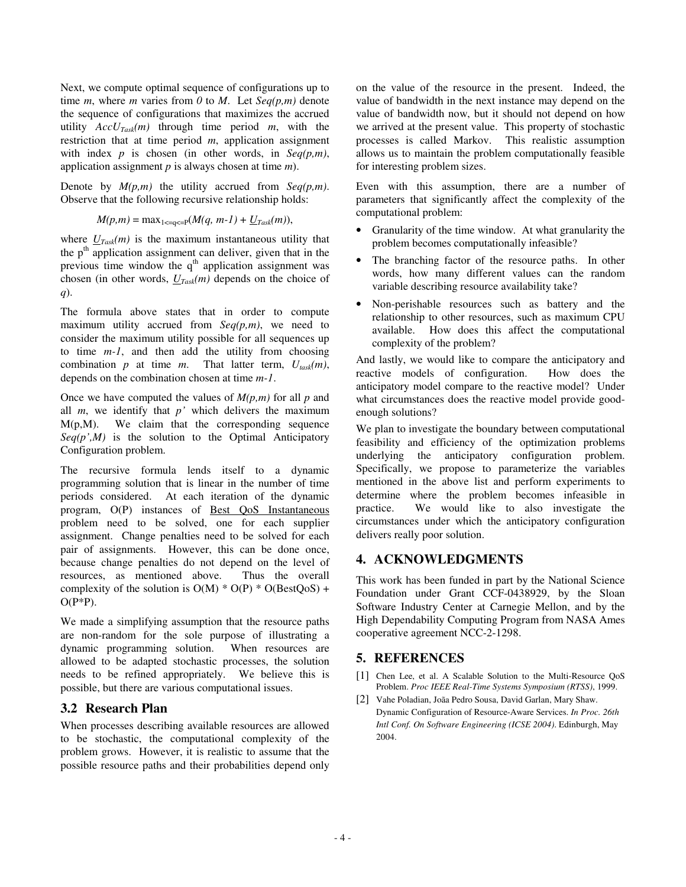Next, we compute optimal sequence of configurations up to time *m*, where *m* varies from *0* to *M*. Let *Seq(p,m)* denote the sequence of configurations that maximizes the accrued utility $AccU_{Task}(m)$ through time period *m*, with the restriction that at time period *m*, application assignment with index *p* is chosen (in other words, in *Seq(p,m)*, application assignment *p* is always chosen at time *m*).

Denote by *M(p,m)* the utility accrued from *Seq(p,m)*. Observe that the following recursive relationship holds:

$$M(p,m) = \max_{1<=q<=P}(M(q, m-1) + \underline{U}_{Task}(m)),$$

where $\underline{U}_{Task}(m)$ is the maximum instantaneous utility that the p[th] application assignment can deliver, given that in the previous time window the q[th] application assignment was chosen (in other words, $\underline{U}_{Task}(m)$ depends on the choice of *q*).

The formula above states that in order to compute maximum utility accrued from *Seq(p,m)*, we need to consider the maximum utility possible for all sequences up to time *m-1*, and then add the utility from choosing combination *p* at time *m*. That latter term, $U_{task}(m)$, depends on the combination chosen at time *m-1*.

Once we have computed the values of *M(p,m)* for all *p* and all *m*, we identify that *p'* which delivers the maximum M(p,M). We claim that the corresponding sequence *Seq(p',M)* is the solution to the Optimal Anticipatory Configuration problem.

The recursive formula lends itself to a dynamic programming solution that is linear in the number of time periods considered. At each iteration of the dynamic program, O(P) instances of Best QoS Instantaneous problem need to be solved, one for each supplier assignment. Change penalties need to be solved for each pair of assignments. However, this can be done once, because change penalties do not depend on the level of resources, as mentioned above. Thus the overall complexity of the solution is O(M) * O(P) * O(BestQoS) + O(P*P).

We made a simplifying assumption that the resource paths are non-random for the sole purpose of illustrating a dynamic programming solution. When resources are allowed to be adapted stochastic processes, the solution needs to be refined appropriately. We believe this is possible, but there are various computational issues.

### 3.2 Research Plan

When processes describing available resources are allowed to be stochastic, the computational complexity of the problem grows. However, it is realistic to assume that the possible resource paths and their probabilities depend only on the value of the resource in the present. Indeed, the value of bandwidth in the next instance may depend on the value of bandwidth now, but it should not depend on how we arrived at the present value. This property of stochastic processes is called Markov. This realistic assumption allows us to maintain the problem computationally feasible for interesting problem sizes.

Even with this assumption, there are a number of parameters that significantly affect the complexity of the computational problem:

- Granularity of the time window. At what granularity the problem becomes computationally infeasible?
- The branching factor of the resource paths. In other words, how many different values can the random variable describing resource availability take?
- Non-perishable resources such as battery and the relationship to other resources, such as maximum CPU available. How does this affect the computational complexity of the problem?

And lastly, we would like to compare the anticipatory and reactive models of configuration. How does the anticipatory model compare to the reactive model? Under what circumstances does the reactive model provide good-enough solutions?

We plan to investigate the boundary between computational feasibility and efficiency of the optimization problems underlying the anticipatory configuration problem. Specifically, we propose to parameterize the variables mentioned in the above list and perform experiments to determine where the problem becomes infeasible in practice. We would like to also investigate the circumstances under which the anticipatory configuration delivers really poor solution.

## 4. ACKNOWLEDGMENTS

This work has been funded in part by the National Science Foundation under Grant CCF-0438929, by the Sloan Software Industry Center at Carnegie Mellon, and by the High Dependability Computing Program from NASA Ames cooperative agreement NCC-2-1298.

## 5. REFERENCES

[1] Chen Lee, et al. A Scalable Solution to the Multi-Resource QoS Problem. *Proc IEEE Real-Time Systems Symposium (RTSS)*, 1999.

[2] Vahe Poladian, Joãa Pedro Sousa, David Garlan, Mary Shaw. Dynamic Configuration of Resource-Aware Services. *In Proc. 26th Intl Conf. On Software Engineering (ICSE 2004)*. Edinburgh, May 2004.